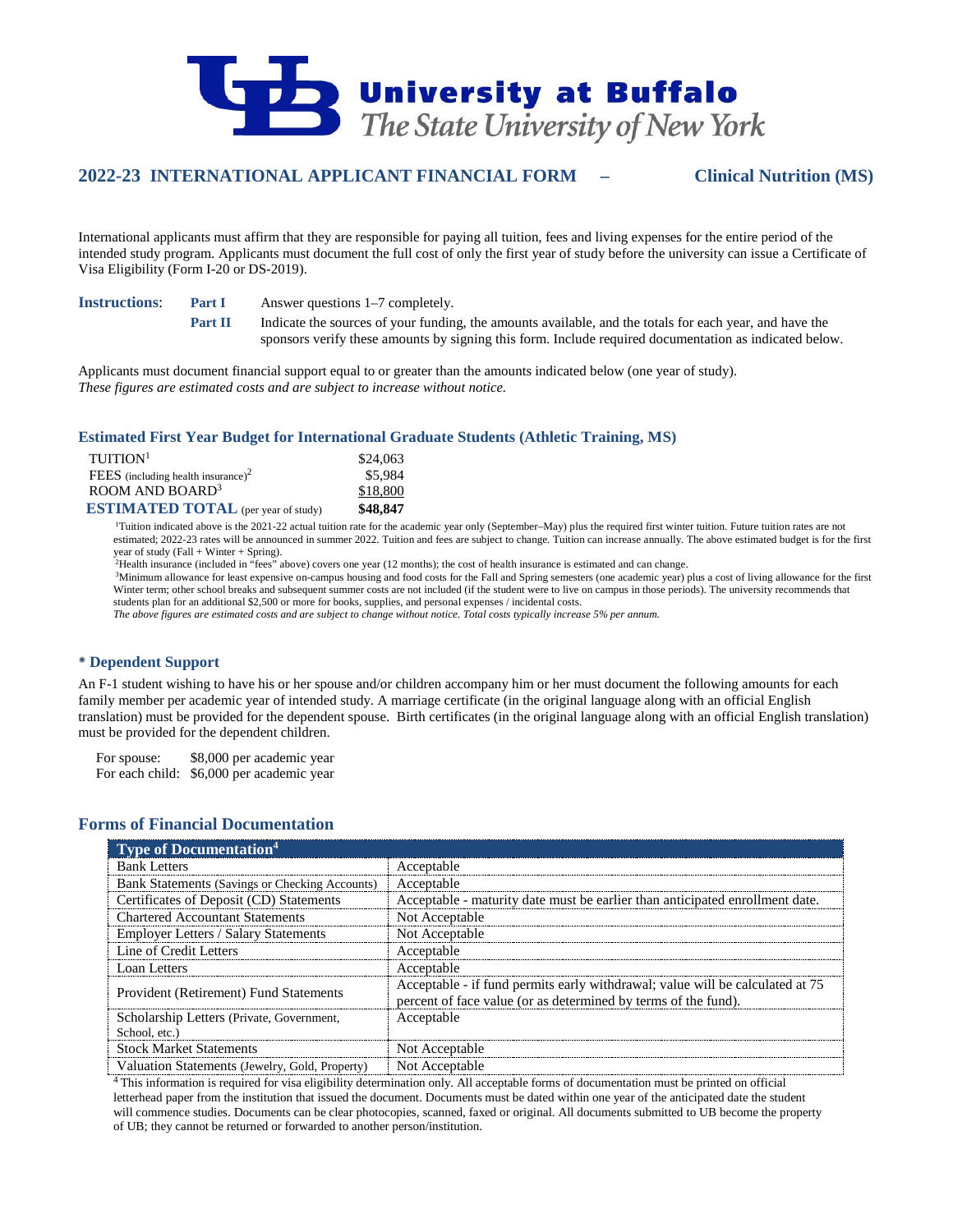University at Buffalo
*The State University of New York*

## 2022-23 INTERNATIONAL APPLICANT FINANCIAL FORM – Clinical Nutrition (MS)

International applicants must affirm that they are responsible for paying all tuition, fees and living expenses for the entire period of the intended study program. Applicants must document the full cost of only the first year of study before the university can issue a Certificate of Visa Eligibility (Form I-20 or DS-2019).

**Instructions**:

**Part I** Answer questions 1–7 completely.

**Part II** Indicate the sources of your funding, the amounts available, and the totals for each year, and have the sponsors verify these amounts by signing this form. Include required documentation as indicated below.

Applicants must document financial support equal to or greater than the amounts indicated below (one year of study).
*These figures are estimated costs and are subject to increase without notice.*

### Estimated First Year Budget for International Graduate Students (Athletic Training, MS)

| | |
|---|---|
| TUITION[1] | $24,063 |
| FEES (including health insurance)[2] | $5,984 |
| ROOM AND BOARD[3] | $18,800 |
| **ESTIMATED TOTAL** (per year of study) | **$48,847** |

[1]Tuition indicated above is the 2021-22 actual tuition rate for the academic year only (September–May) plus the required first winter tuition. Future tuition rates are not estimated; 2022-23 rates will be announced in summer 2022. Tuition and fees are subject to change. Tuition can increase annually. The above estimated budget is for the first year of study (Fall + Winter + Spring).

[2]Health insurance (included in "fees" above) covers one year (12 months); the cost of health insurance is estimated and can change.

[3]Minimum allowance for least expensive on-campus housing and food costs for the Fall and Spring semesters (one academic year) plus a cost of living allowance for the first Winter term; other school breaks and subsequent summer costs are not included (if the student were to live on campus in those periods). The university recommends that students plan for an additional $2,500 or more for books, supplies, and personal expenses / incidental costs.

*The above figures are estimated costs and are subject to change without notice. Total costs typically increase 5% per annum.*

### * Dependent Support

An F-1 student wishing to have his or her spouse and/or children accompany him or her must document the following amounts for each family member per academic year of intended study. A marriage certificate (in the original language along with an official English translation) must be provided for the dependent spouse. Birth certificates (in the original language along with an official English translation) must be provided for the dependent children.

For spouse: $8,000 per academic year
For each child: $6,000 per academic year

### Forms of Financial Documentation

| Type of Documentation[4] | |
|---|---|
| Bank Letters | Acceptable |
| Bank Statements (Savings or Checking Accounts) | Acceptable |
| Certificates of Deposit (CD) Statements | Acceptable - maturity date must be earlier than anticipated enrollment date. |
| Chartered Accountant Statements | Not Acceptable |
| Employer Letters / Salary Statements | Not Acceptable |
| Line of Credit Letters | Acceptable |
| Loan Letters | Acceptable |
| Provident (Retirement) Fund Statements | Acceptable - if fund permits early withdrawal; value will be calculated at 75 percent of face value (or as determined by terms of the fund). |
| Scholarship Letters (Private, Government, School, etc.) | Acceptable |
| Stock Market Statements | Not Acceptable |
| Valuation Statements (Jewelry, Gold, Property) | Not Acceptable |

[4] This information is required for visa eligibility determination only. All acceptable forms of documentation must be printed on official letterhead paper from the institution that issued the document. Documents must be dated within one year of the anticipated date the student will commence studies. Documents can be clear photocopies, scanned, faxed or original. All documents submitted to UB become the property of UB; they cannot be returned or forwarded to another person/institution.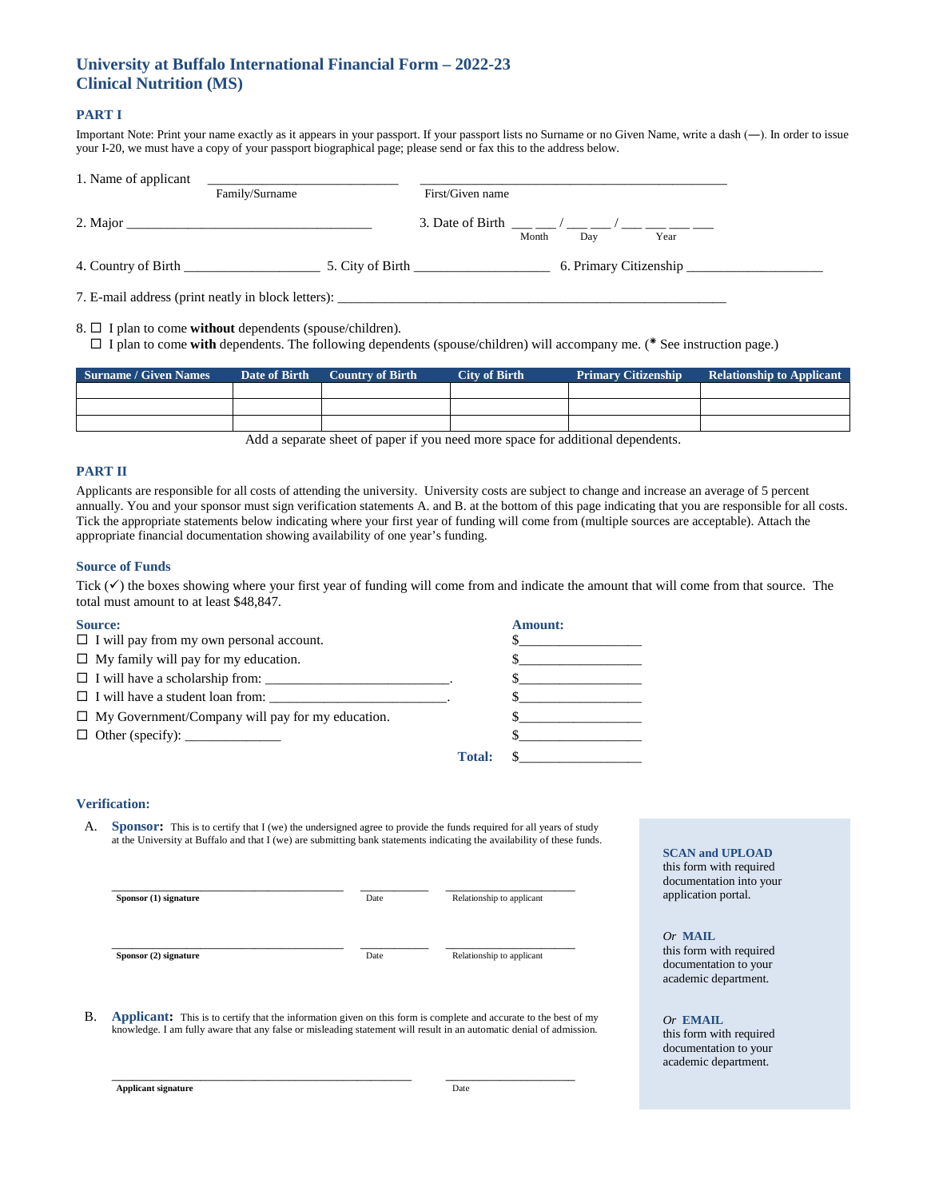# University at Buffalo International Financial Form – 2022-23
# Clinical Nutrition (MS)

## PART I

Important Note: Print your name exactly as it appears in your passport. If your passport lists no Surname or no Given Name, write a dash (—). In order to issue your I-20, we must have a copy of your passport biographical page; please send or fax this to the address below.

1. Name of applicant ____________________________ ____________________________________________
Family/Surname First/Given name

2. Major ____________________________________ 3. Date of Birth ___ ___ / ___ ___ / ___ ___ ___ ___
Month Day Year

4. Country of Birth ____________________ 5. City of Birth ____________________ 6. Primary Citizenship ____________________

7. E-mail address (print neatly in block letters): __________________________________________________________

8. ☐ I plan to come **without** dependents (spouse/children).
☐ I plan to come **with** dependents. The following dependents (spouse/children) will accompany me. (* See instruction page.)

| Surname / Given Names | Date of Birth | Country of Birth | City of Birth | Primary Citizenship | Relationship to Applicant |
|---|---|---|---|---|---|
| | | | | | |
| | | | | | |
| | | | | | |

Add a separate sheet of paper if you need more space for additional dependents.

## PART II

Applicants are responsible for all costs of attending the university. University costs are subject to change and increase an average of 5 percent annually. You and your sponsor must sign verification statements A. and B. at the bottom of this page indicating that you are responsible for all costs. Tick the appropriate statements below indicating where your first year of funding will come from (multiple sources are acceptable). Attach the appropriate financial documentation showing availability of one year's funding.

### Source of Funds

Tick (✓) the boxes showing where your first year of funding will come from and indicate the amount that will come from that source. The total must amount to at least $48,847.

| Source: | Amount: |
|---|---|
| ☐ I will pay from my own personal account. | $__________________ |
| ☐ My family will pay for my education. | $__________________ |
| ☐ I will have a scholarship from: ___________________________. | $__________________ |
| ☐ I will have a student loan from: ___________________________. | $__________________ |
| ☐ My Government/Company will pay for my education. | $__________________ |
| ☐ Other (specify): ______________ | $__________________ |
| **Total:** | $__________________ |

### Verification:

A. **Sponsor:** This is to certify that I (we) the undersigned agree to provide the funds required for all years of study at the University at Buffalo and that I (we) are submitting bank statements indicating the availability of these funds.

________________________________________ ___________ ______________________
**Sponsor (1) signature** Date Relationship to applicant

________________________________________ ___________ ______________________
**Sponsor (2) signature** Date Relationship to applicant

B. **Applicant:** This is to certify that the information given on this form is complete and accurate to the best of my knowledge. I am fully aware that any false or misleading statement will result in an automatic denial of admission.

__________________________________________________ ______________________
**Applicant signature** Date

**SCAN and UPLOAD** this form with required documentation into your application portal.

*Or* **MAIL** this form with required documentation to your academic department.

*Or* **EMAIL** this form with required documentation to your academic department.